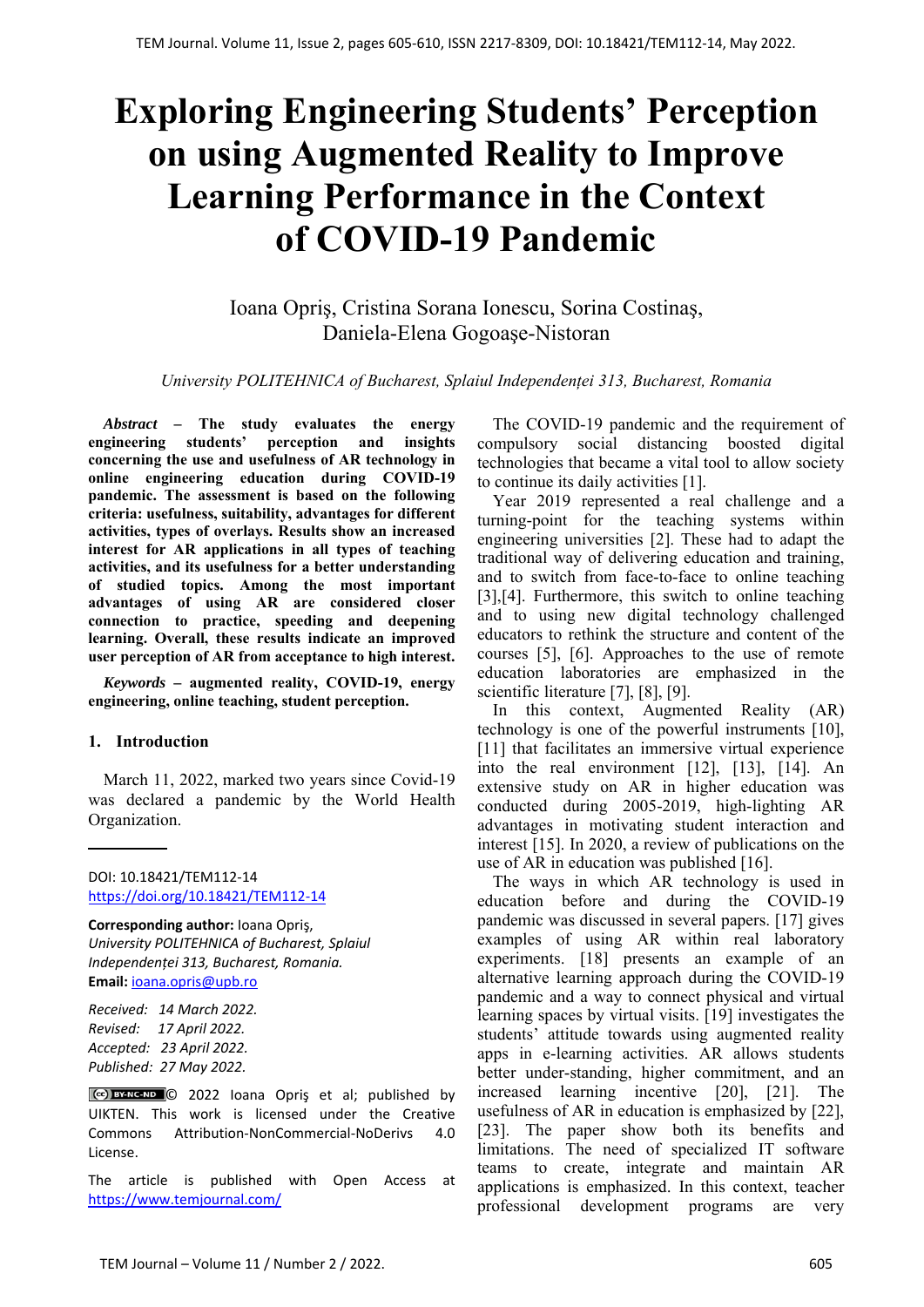# Exploring Engineering Students' Perception on using Augmented Reality to Improve Learning Performance in the Context of COVID-19 Pandemic

Ioana Opriş, Cristina Sorana Ionescu, Sorina Costinaş, Daniela-Elena Gogoaşe-Nistoran

*University POLITEHNICA of Bucharest, Splaiul Independenței 313, Bucharest, Romania*

***Abstract* – The study evaluates the energy engineering students' perception and insights concerning the use and usefulness of AR technology in online engineering education during COVID-19 pandemic. The assessment is based on the following criteria: usefulness, suitability, advantages for different activities, types of overlays. Results show an increased interest for AR applications in all types of teaching activities, and its usefulness for a better understanding of studied topics. Among the most important advantages of using AR are considered closer connection to practice, speeding and deepening learning. Overall, these results indicate an improved user perception of AR from acceptance to high interest.**

***Keywords* – augmented reality, COVID-19, energy engineering, online teaching, student perception.**

## 1. Introduction

March 11, 2022, marked two years since Covid-19 was declared a pandemic by the World Health Organization.

DOI: 10.18421/TEM112-14
https://doi.org/10.18421/TEM112-14

**Corresponding author:** Ioana Opriş,
*University POLITEHNICA of Bucharest, Splaiul Independenței 313, Bucharest, Romania.*
**Email:** ioana.opris@upb.ro

*Received: 14 March 2022.*
*Revised: 17 April 2022.*
*Accepted: 23 April 2022.*
*Published: 27 May 2022.*

© 2022 Ioana Opriş et al; published by UIKTEN. This work is licensed under the Creative Commons Attribution-NonCommercial-NoDerivs 4.0 License.

The article is published with Open Access at https://www.temjournal.com/

The COVID-19 pandemic and the requirement of compulsory social distancing boosted digital technologies that became a vital tool to allow society to continue its daily activities [1].

Year 2019 represented a real challenge and a turning-point for the teaching systems within engineering universities [2]. These had to adapt the traditional way of delivering education and training, and to switch from face-to-face to online teaching [3],[4]. Furthermore, this switch to online teaching and to using new digital technology challenged educators to rethink the structure and content of the courses [5], [6]. Approaches to the use of remote education laboratories are emphasized in the scientific literature [7], [8], [9].

In this context, Augmented Reality (AR) technology is one of the powerful instruments [10], [11] that facilitates an immersive virtual experience into the real environment [12], [13], [14]. An extensive study on AR in higher education was conducted during 2005-2019, high-lighting AR advantages in motivating student interaction and interest [15]. In 2020, a review of publications on the use of AR in education was published [16].

The ways in which AR technology is used in education before and during the COVID-19 pandemic was discussed in several papers. [17] gives examples of using AR within real laboratory experiments. [18] presents an example of an alternative learning approach during the COVID-19 pandemic and a way to connect physical and virtual learning spaces by virtual visits. [19] investigates the students' attitude towards using augmented reality apps in e-learning activities. AR allows students better under-standing, higher commitment, and an increased learning incentive [20], [21]. The usefulness of AR in education is emphasized by [22], [23]. The paper show both its benefits and limitations. The need of specialized IT software teams to create, integrate and maintain AR applications is emphasized. In this context, teacher professional development programs are very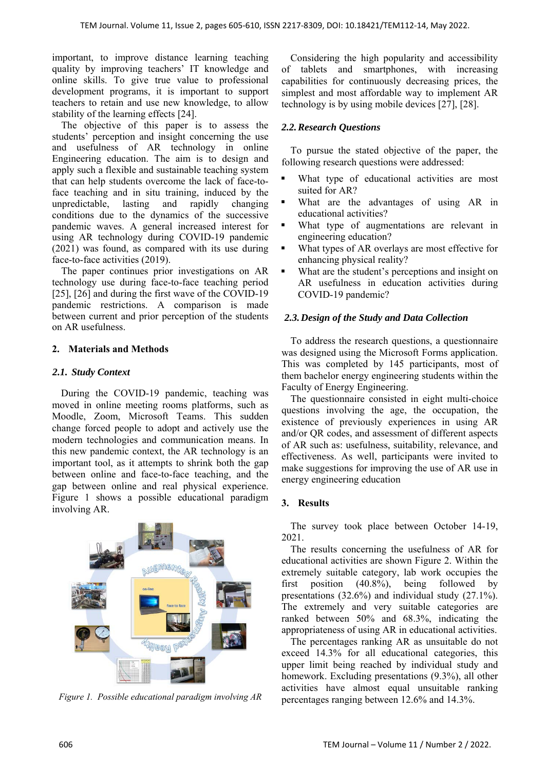important, to improve distance learning teaching quality by improving teachers' IT knowledge and online skills. To give true value to professional development programs, it is important to support teachers to retain and use new knowledge, to allow stability of the learning effects [24].

The objective of this paper is to assess the students' perception and insight concerning the use and usefulness of AR technology in online Engineering education. The aim is to design and apply such a flexible and sustainable teaching system that can help students overcome the lack of face-to-face teaching and in situ training, induced by the unpredictable, lasting and rapidly changing conditions due to the dynamics of the successive pandemic waves. A general increased interest for using AR technology during COVID-19 pandemic (2021) was found, as compared with its use during face-to-face activities (2019).

The paper continues prior investigations on AR technology use during face-to-face teaching period [25], [26] and during the first wave of the COVID-19 pandemic restrictions. A comparison is made between current and prior perception of the students on AR usefulness.

## 2. Materials and Methods

### *2.1. Study Context*

During the COVID-19 pandemic, teaching was moved in online meeting rooms platforms, such as Moodle, Zoom, Microsoft Teams. This sudden change forced people to adopt and actively use the modern technologies and communication means. In this new pandemic context, the AR technology is an important tool, as it attempts to shrink both the gap between online and face-to-face teaching, and the gap between online and real physical experience. Figure 1 shows a possible educational paradigm involving AR.

*Figure 1. Possible educational paradigm involving AR*

Considering the high popularity and accessibility of tablets and smartphones, with increasing capabilities for continuously decreasing prices, the simplest and most affordable way to implement AR technology is by using mobile devices [27], [28].

### *2.2. Research Questions*

To pursue the stated objective of the paper, the following research questions were addressed:

- What type of educational activities are most suited for AR?
- What are the advantages of using AR in educational activities?
- What type of augmentations are relevant in engineering education?
- What types of AR overlays are most effective for enhancing physical reality?
- What are the student's perceptions and insight on AR usefulness in education activities during COVID-19 pandemic?

### *2.3. Design of the Study and Data Collection*

To address the research questions, a questionnaire was designed using the Microsoft Forms application. This was completed by 145 participants, most of them bachelor energy engineering students within the Faculty of Energy Engineering.

The questionnaire consisted in eight multi-choice questions involving the age, the occupation, the existence of previously experiences in using AR and/or QR codes, and assessment of different aspects of AR such as: usefulness, suitability, relevance, and effectiveness. As well, participants were invited to make suggestions for improving the use of AR use in energy engineering education

## 3. Results

The survey took place between October 14-19, 2021.

The results concerning the usefulness of AR for educational activities are shown Figure 2. Within the extremely suitable category, lab work occupies the first position (40.8%), being followed by presentations (32.6%) and individual study (27.1%). The extremely and very suitable categories are ranked between 50% and 68.3%, indicating the appropriateness of using AR in educational activities.

The percentages ranking AR as unsuitable do not exceed 14.3% for all educational categories, this upper limit being reached by individual study and homework. Excluding presentations (9.3%), all other activities have almost equal unsuitable ranking percentages ranging between 12.6% and 14.3%.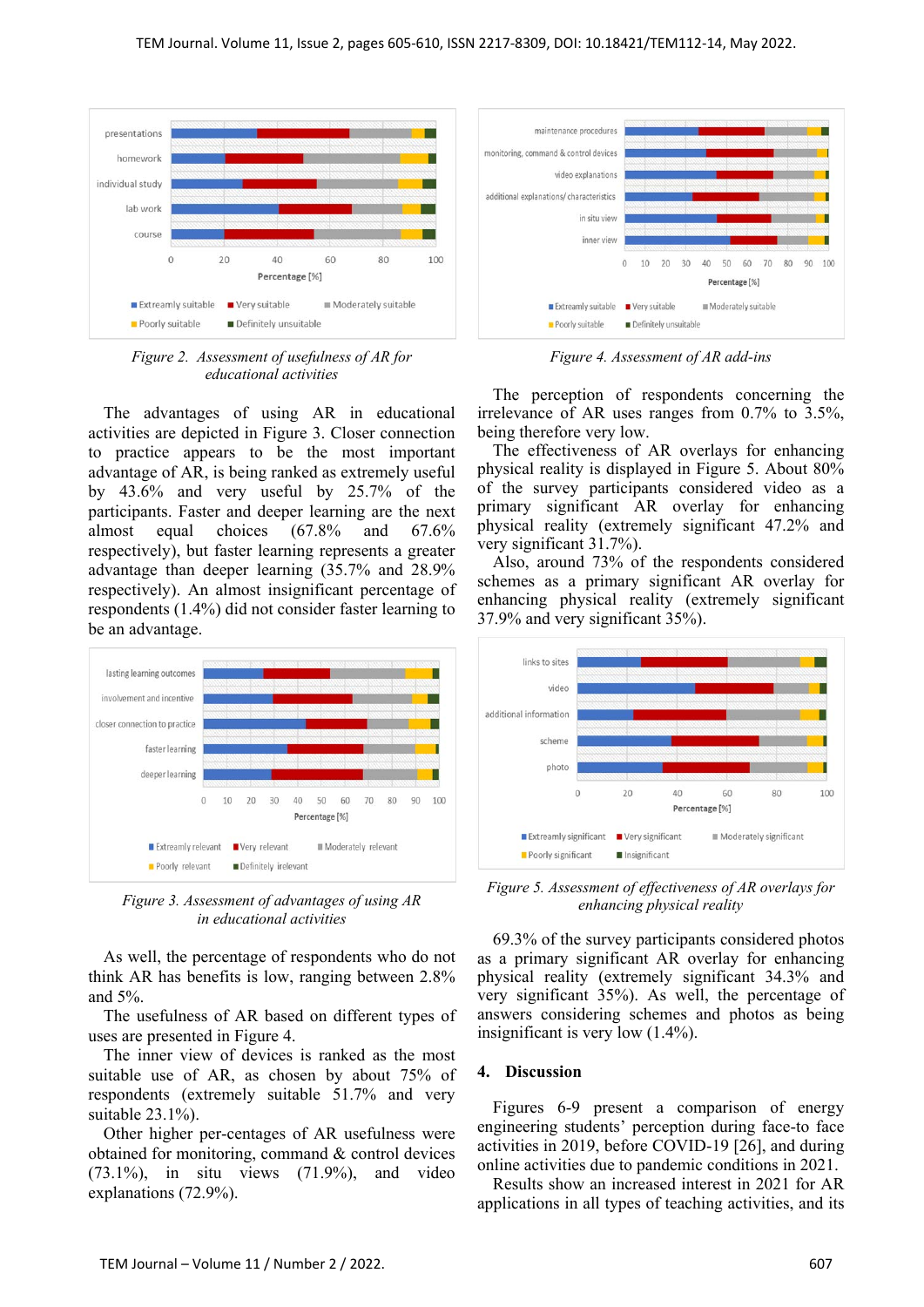*Figure 2. Assessment of usefulness of AR for educational activities*

The advantages of using AR in educational activities are depicted in Figure 3. Closer connection to practice appears to be the most important advantage of AR, is being ranked as extremely useful by 43.6% and very useful by 25.7% of the participants. Faster and deeper learning are the next almost equal choices (67.8% and 67.6% respectively), but faster learning represents a greater advantage than deeper learning (35.7% and 28.9% respectively). An almost insignificant percentage of respondents (1.4%) did not consider faster learning to be an advantage.

*Figure 3. Assessment of advantages of using AR in educational activities*

As well, the percentage of respondents who do not think AR has benefits is low, ranging between 2.8% and 5%.

The usefulness of AR based on different types of uses are presented in Figure 4.

The inner view of devices is ranked as the most suitable use of AR, as chosen by about 75% of respondents (extremely suitable 51.7% and very suitable 23.1%).

Other higher per-centages of AR usefulness were obtained for monitoring, command & control devices (73.1%), in situ views (71.9%), and video explanations (72.9%).

*Figure 4. Assessment of AR add-ins*

The perception of respondents concerning the irrelevance of AR uses ranges from 0.7% to 3.5%, being therefore very low.

The effectiveness of AR overlays for enhancing physical reality is displayed in Figure 5. About 80% of the survey participants considered video as a primary significant AR overlay for enhancing physical reality (extremely significant 47.2% and very significant 31.7%).

Also, around 73% of the respondents considered schemes as a primary significant AR overlay for enhancing physical reality (extremely significant 37.9% and very significant 35%).

*Figure 5. Assessment of effectiveness of AR overlays for enhancing physical reality*

69.3% of the survey participants considered photos as a primary significant AR overlay for enhancing physical reality (extremely significant 34.3% and very significant 35%). As well, the percentage of answers considering schemes and photos as being insignificant is very low (1.4%).

## 4. Discussion

Figures 6-9 present a comparison of energy engineering students' perception during face-to face activities in 2019, before COVID-19 [26], and during online activities due to pandemic conditions in 2021.

Results show an increased interest in 2021 for AR applications in all types of teaching activities, and its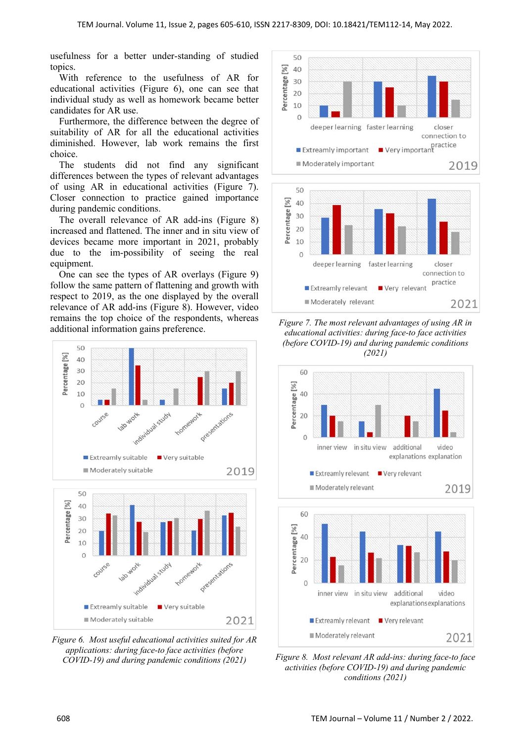usefulness for a better under-standing of studied topics.

With reference to the usefulness of AR for educational activities (Figure 6), one can see that individual study as well as homework became better candidates for AR use.

Furthermore, the difference between the degree of suitability of AR for all the educational activities diminished. However, lab work remains the first choice.

The students did not find any significant differences between the types of relevant advantages of using AR in educational activities (Figure 7). Closer connection to practice gained importance during pandemic conditions.

The overall relevance of AR add-ins (Figure 8) increased and flattened. The inner and in situ view of devices became more important in 2021, probably due to the im-possibility of seeing the real equipment.

One can see the types of AR overlays (Figure 9) follow the same pattern of flattening and growth with respect to 2019, as the one displayed by the overall relevance of AR add-ins (Figure 8). However, video remains the top choice of the respondents, whereas additional information gains preference.

*Figure 6. Most useful educational activities suited for AR applications: during face-to face activities (before COVID-19) and during pandemic conditions (2021)*

*Figure 7. The most relevant advantages of using AR in educational activities: during face-to face activities (before COVID-19) and during pandemic conditions (2021)*

*Figure 8. Most relevant AR add-ins: during face-to face activities (before COVID-19) and during pandemic conditions (2021)*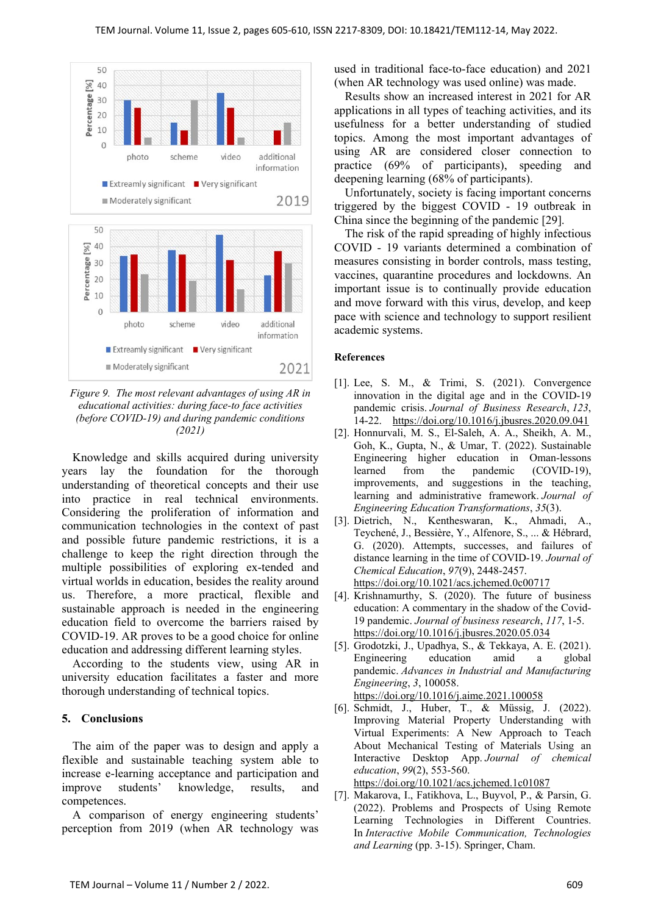Figure 9. The most relevant advantages of using AR in educational activities: during face-to face activities (before COVID-19) and during pandemic conditions (2021)

Knowledge and skills acquired during university years lay the foundation for the thorough understanding of theoretical concepts and their use into practice in real technical environments. Considering the proliferation of information and communication technologies in the context of past and possible future pandemic restrictions, it is a challenge to keep the right direction through the multiple possibilities of exploring ex-tended and virtual worlds in education, besides the reality around us. Therefore, a more practical, flexible and sustainable approach is needed in the engineering education field to overcome the barriers raised by COVID-19. AR proves to be a good choice for online education and addressing different learning styles.

According to the students view, using AR in university education facilitates a faster and more thorough understanding of technical topics.

## 5. Conclusions

The aim of the paper was to design and apply a flexible and sustainable teaching system able to increase e-learning acceptance and participation and improve students' knowledge, results, and competences.

A comparison of energy engineering students' perception from 2019 (when AR technology was used in traditional face-to-face education) and 2021 (when AR technology was used online) was made.

Results show an increased interest in 2021 for AR applications in all types of teaching activities, and its usefulness for a better understanding of studied topics. Among the most important advantages of using AR are considered closer connection to practice (69% of participants), speeding and deepening learning (68% of participants).

Unfortunately, society is facing important concerns triggered by the biggest COVID - 19 outbreak in China since the beginning of the pandemic [29].

The risk of the rapid spreading of highly infectious COVID - 19 variants determined a combination of measures consisting in border controls, mass testing, vaccines, quarantine procedures and lockdowns. An important issue is to continually provide education and move forward with this virus, develop, and keep pace with science and technology to support resilient academic systems.

### References

[1]. Lee, S. M., & Trimi, S. (2021). Convergence innovation in the digital age and in the COVID-19 pandemic crisis. *Journal of Business Research*, *123*, 14-22. https://doi.org/10.1016/j.jbusres.2020.09.041

[2]. Honnurvali, M. S., El-Saleh, A. A., Sheikh, A. M., Goh, K., Gupta, N., & Umar, T. (2022). Sustainable Engineering higher education in Oman-lessons learned from the pandemic (COVID-19), improvements, and suggestions in teaching, learning and administrative framework. *Journal of Engineering Education Transformations*, *35*(3).

[3]. Dietrich, N., Kentheswaran, K., Ahmadi, A., Teychené, J., Bessière, Y., Alfenore, S., ... & Hébrard, G. (2020). Attempts, successes, and failures of distance learning in the time of COVID-19. *Journal of Chemical Education*, *97*(9), 2448-2457. https://doi.org/10.1021/acs.jchemed.0c00717

[4]. Krishnamurthy, S. (2020). The future of business education: A commentary in the shadow of the Covid-19 pandemic. *Journal of business research*, *117*, 1-5. https://doi.org/10.1016/j.jbusres.2020.05.034

[5]. Grodotzki, J., Upadhya, S., & Tekkaya, A. E. (2021). Engineering education amid a global pandemic. *Advances in Industrial and Manufacturing Engineering*, *3*, 100058. https://doi.org/10.1016/j.aime.2021.100058

[6]. Schmidt, J., Huber, T., & Müssig, J. (2022). Improving Material Property Understanding with Virtual Experiments: A New Approach to Teach About Mechanical Testing of Materials Using an Interactive Desktop App. *Journal of chemical education*, *99*(2), 553-560. https://doi.org/10.1021/acs.jchemed.1c01087

[7]. Makarova, I., Fatikhova, L., Buyvol, P., & Parsin, G. (2022). Problems and Prospects of Using Remote Learning Technologies in Different Countries. In *Interactive Mobile Communication, Technologies and Learning* (pp. 3-15). Springer, Cham.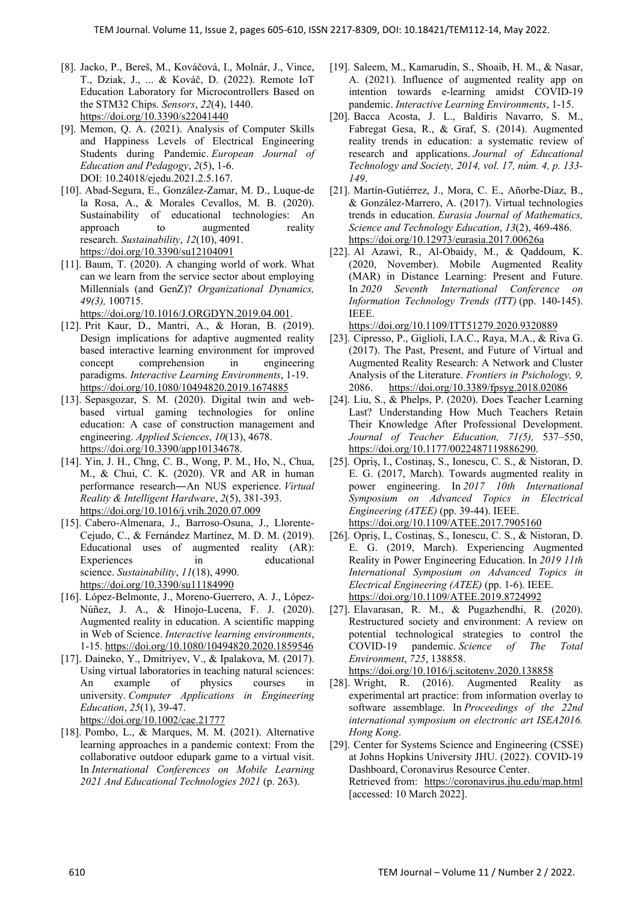[8]. Jacko, P., Bereš, M., Kováčová, I., Molnár, J., Vince, T., Dziak, J., ... & Kováč, D. (2022). Remote IoT Education Laboratory for Microcontrollers Based on the STM32 Chips. *Sensors*, *22*(4), 1440. https://doi.org/10.3390/s22041440

[9]. Memon, Q. A. (2021). Analysis of Computer Skills and Happiness Levels of Electrical Engineering Students during Pandemic. *European Journal of Education and Pedagogy*, *2*(5), 1-6. DOI: 10.24018/ejedu.2021.2.5.167.

[10]. Abad-Segura, E., González-Zamar, M. D., Luque-de la Rosa, A., & Morales Cevallos, M. B. (2020). Sustainability of educational technologies: An approach to augmented reality research. *Sustainability*, *12*(10), 4091. https://doi.org/10.3390/su12104091

[11]. Baum, T. (2020). A changing world of work. What can we learn from the service sector about employing Millennials (and GenZ)? *Organizational Dynamics, 49(3),* 100715. https://doi.org/10.1016/J.ORGDYN.2019.04.001.

[12]. Prit Kaur, D., Mantri, A., & Horan, B. (2019). Design implications for adaptive augmented reality based interactive learning environment for improved concept comprehension in engineering paradigms. *Interactive Learning Environments*, 1-19. https://doi.org/10.1080/10494820.2019.1674885

[13]. Sepasgozar, S. M. (2020). Digital twin and web-based virtual gaming technologies for online education: A case of construction management and engineering. *Applied Sciences*, *10*(13), 4678. https://doi.org/10.3390/app10134678.

[14]. Yin, J. H., Chng, C. B., Wong, P. M., Ho, N., Chua, M., & Chui, C. K. (2020). VR and AR in human performance research―An NUS experience. *Virtual Reality & Intelligent Hardware*, *2*(5), 381-393. https://doi.org/10.1016/j.vrih.2020.07.009

[15]. Cabero-Almenara, J., Barroso-Osuna, J., Llorente-Cejudo, C., & Fernández Martínez, M. D. M. (2019). Educational uses of augmented reality (AR): Experiences in educational science. *Sustainability*, *11*(18), 4990. https://doi.org/10.3390/su11184990

[16]. López-Belmonte, J., Moreno-Guerrero, A. J., López-Núñez, J. A., & Hinojo-Lucena, F. J. (2020). Augmented reality in education. A scientific mapping in Web of Science. *Interactive learning environments*, 1-15. https://doi.org/10.1080/10494820.2020.1859546

[17]. Daineko, Y., Dmitriyev, V., & Ipalakova, M. (2017). Using virtual laboratories in teaching natural sciences: An example of physics courses in university. *Computer Applications in Engineering Education*, *25*(1), 39-47. https://doi.org/10.1002/cae.21777

[18]. Pombo, L., & Marques, M. M. (2021). Alternative learning approaches in a pandemic context: From the collaborative outdoor edupark game to a virtual visit. In *International Conferences on Mobile Learning 2021 And Educational Technologies 2021* (p. 263).

[19]. Saleem, M., Kamarudin, S., Shoaib, H. M., & Nasar, A. (2021). Influence of augmented reality app on intention towards e-learning amidst COVID-19 pandemic. *Interactive Learning Environments*, 1-15.

[20]. Bacca Acosta, J. L., Baldiris Navarro, S. M., Fabregat Gesa, R., & Graf, S. (2014). Augmented reality trends in education: a systematic review of research and applications. *Journal of Educational Technology and Society, 2014, vol. 17, núm. 4, p. 133-149*.

[21]. Martín-Gutiérrez, J., Mora, C. E., Añorbe-Díaz, B., & González-Marrero, A. (2017). Virtual technologies trends in education. *Eurasia Journal of Mathematics, Science and Technology Education*, *13*(2), 469-486. https://doi.org/10.12973/eurasia.2017.00626a

[22]. Al Azawi, R., Al-Obaidy, M., & Qaddoum, K. (2020, November). Mobile Augmented Reality (MAR) in Distance Learning: Present and Future. In *2020 Seventh International Conference on Information Technology Trends (ITT)* (pp. 140-145). IEEE. https://doi.org/10.1109/ITT51279.2020.9320889

[23]. Cipresso, P., Giglioli, I.A.C., Raya, M.A., & Riva G. (2017). The Past, Present, and Future of Virtual and Augmented Reality Research: A Network and Cluster Analysis of the Literature. *Frontiers in Psichology, 9,* 2086. https://doi.org/10.3389/fpsyg.2018.02086

[24]. Liu, S., & Phelps, P. (2020). Does Teacher Learning Last? Understanding How Much Teachers Retain Their Knowledge After Professional Development. *Journal of Teacher Education, 71(5),* 537–550, https://doi.org/10.1177/0022487119886290.

[25]. Opriş, I., Costinaş, S., Ionescu, C. S., & Nistoran, D. E. G. (2017, March). Towards augmented reality in power engineering. In *2017 10th International Symposium on Advanced Topics in Electrical Engineering (ATEE)* (pp. 39-44). IEEE. https://doi.org/10.1109/ATEE.2017.7905160

[26]. Opriş, I., Costinaş, S., Ionescu, C. S., & Nistoran, D. E. G. (2019, March). Experiencing Augmented Reality in Power Engineering Education. In *2019 11th International Symposium on Advanced Topics in Electrical Engineering (ATEE)* (pp. 1-6). IEEE. https://doi.org/10.1109/ATEE.2019.8724992

[27]. Elavarasan, R. M., & Pugazhendhi, R. (2020). Restructured society and environment: A review on potential technological strategies to control the COVID-19 pandemic. *Science of The Total Environment*, *725*, 138858. https://doi.org/10.1016/j.scitotenv.2020.138858

[28]. Wright, R. (2016). Augmented Reality as experimental art practice: from information overlay to software assemblage. In *Proceedings of the 22nd international symposium on electronic art ISEA2016. Hong Kong*.

[29]. Center for Systems Science and Engineering (CSSE) at Johns Hopkins University JHU. (2022). COVID-19 Dashboard, Coronavirus Resource Center. Retrieved from: https://coronavirus.jhu.edu/map.html [accessed: 10 March 2022].